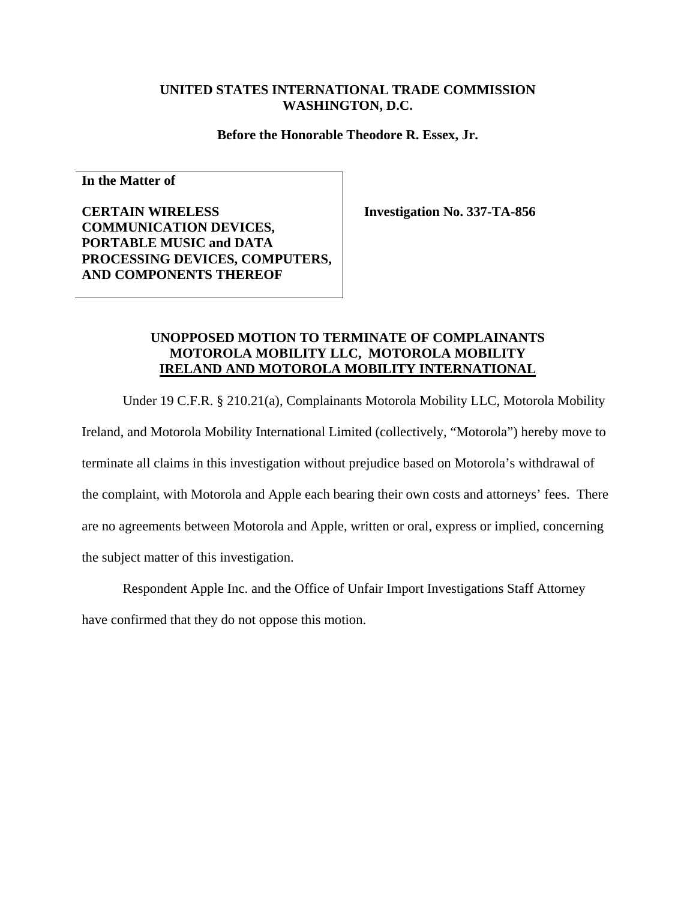**UNITED STATES INTERNATIONAL TRADE COMMISSION**
**WASHINGTON, D.C.**

**Before the Honorable Theodore R. Essex, Jr.**

| **In the Matter of** | |
|---|---|
| **CERTAIN WIRELESS COMMUNICATION DEVICES, PORTABLE MUSIC and DATA PROCESSING DEVICES, COMPUTERS, AND COMPONENTS THEREOF** | **Investigation No. 337-TA-856** |

**UNOPPOSED MOTION TO TERMINATE OF COMPLAINANTS MOTOROLA MOBILITY LLC, MOTOROLA MOBILITY IRELAND AND MOTOROLA MOBILITY INTERNATIONAL**

Under 19 C.F.R. § 210.21(a), Complainants Motorola Mobility LLC, Motorola Mobility Ireland, and Motorola Mobility International Limited (collectively, "Motorola") hereby move to terminate all claims in this investigation without prejudice based on Motorola's withdrawal of the complaint, with Motorola and Apple each bearing their own costs and attorneys' fees. There are no agreements between Motorola and Apple, written or oral, express or implied, concerning the subject matter of this investigation.

Respondent Apple Inc. and the Office of Unfair Import Investigations Staff Attorney have confirmed that they do not oppose this motion.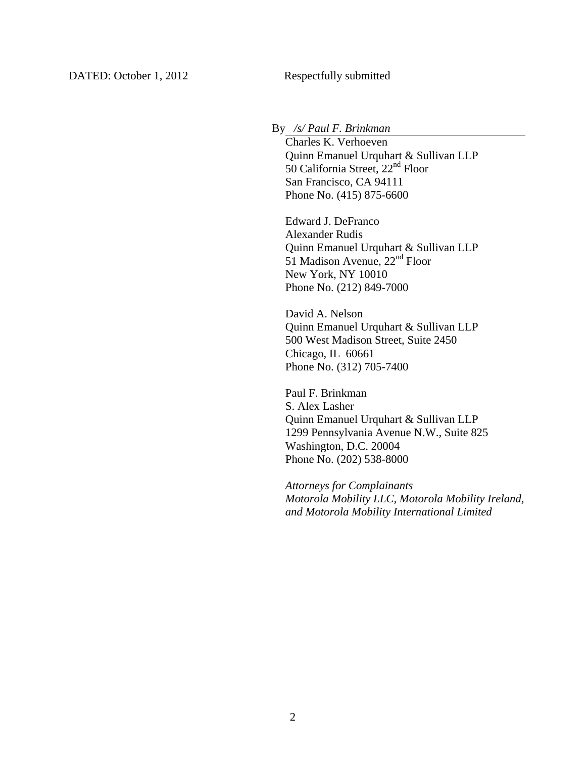DATED: October 1, 2012 Respectfully submitted

By */s/ Paul F. Brinkman*

Charles K. Verhoeven
Quinn Emanuel Urquhart & Sullivan LLP
50 California Street, 22nd Floor
San Francisco, CA 94111
Phone No. (415) 875-6600

Edward J. DeFranco
Alexander Rudis
Quinn Emanuel Urquhart & Sullivan LLP
51 Madison Avenue, 22nd Floor
New York, NY 10010
Phone No. (212) 849-7000

David A. Nelson
Quinn Emanuel Urquhart & Sullivan LLP
500 West Madison Street, Suite 2450
Chicago, IL 60661
Phone No. (312) 705-7400

Paul F. Brinkman
S. Alex Lasher
Quinn Emanuel Urquhart & Sullivan LLP
1299 Pennsylvania Avenue N.W., Suite 825
Washington, D.C. 20004
Phone No. (202) 538-8000

*Attorneys for Complainants Motorola Mobility LLC, Motorola Mobility Ireland, and Motorola Mobility International Limited*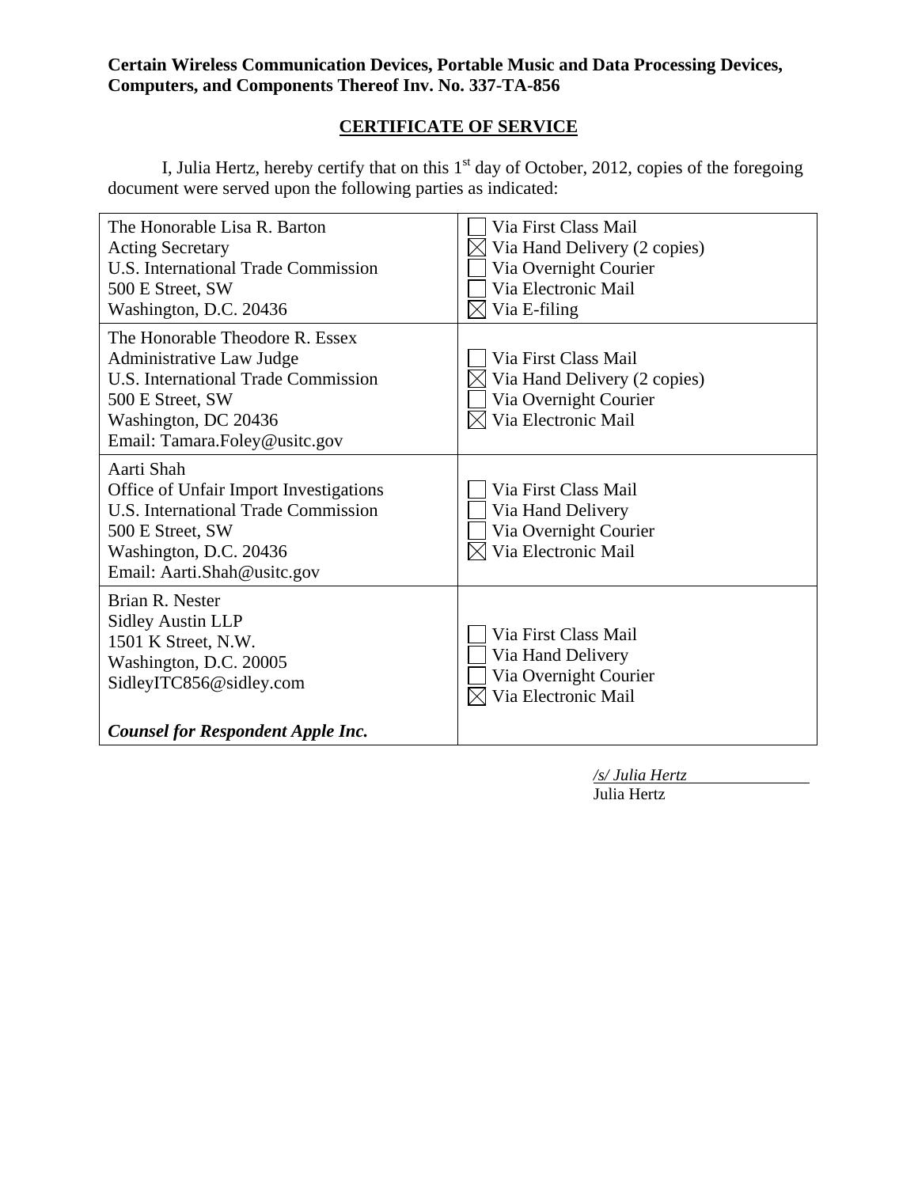**Certain Wireless Communication Devices, Portable Music and Data Processing Devices, Computers, and Components Thereof Inv. No. 337-TA-856**

## CERTIFICATE OF SERVICE

I, Julia Hertz, hereby certify that on this 1st day of October, 2012, copies of the foregoing document were served upon the following parties as indicated:

| | |
|---|---|
| The Honorable Lisa R. Barton<br>Acting Secretary<br>U.S. International Trade Commission<br>500 E Street, SW<br>Washington, D.C. 20436 | ☐ Via First Class Mail<br>☒ Via Hand Delivery (2 copies)<br>☐ Via Overnight Courier<br>☐ Via Electronic Mail<br>☒ Via E-filing |
| The Honorable Theodore R. Essex<br>Administrative Law Judge<br>U.S. International Trade Commission<br>500 E Street, SW<br>Washington, DC 20436<br>Email: Tamara.Foley@usitc.gov | ☐ Via First Class Mail<br>☒ Via Hand Delivery (2 copies)<br>☐ Via Overnight Courier<br>☒ Via Electronic Mail |
| Aarti Shah<br>Office of Unfair Import Investigations<br>U.S. International Trade Commission<br>500 E Street, SW<br>Washington, D.C. 20436<br>Email: Aarti.Shah@usitc.gov | ☐ Via First Class Mail<br>☐ Via Hand Delivery<br>☐ Via Overnight Courier<br>☒ Via Electronic Mail |
| Brian R. Nester<br>Sidley Austin LLP<br>1501 K Street, N.W.<br>Washington, D.C. 20005<br>SidleyITC856@sidley.com<br><br>***Counsel for Respondent Apple Inc.*** | ☐ Via First Class Mail<br>☐ Via Hand Delivery<br>☐ Via Overnight Courier<br>☒ Via Electronic Mail |

*/s/ Julia Hertz*
Julia Hertz